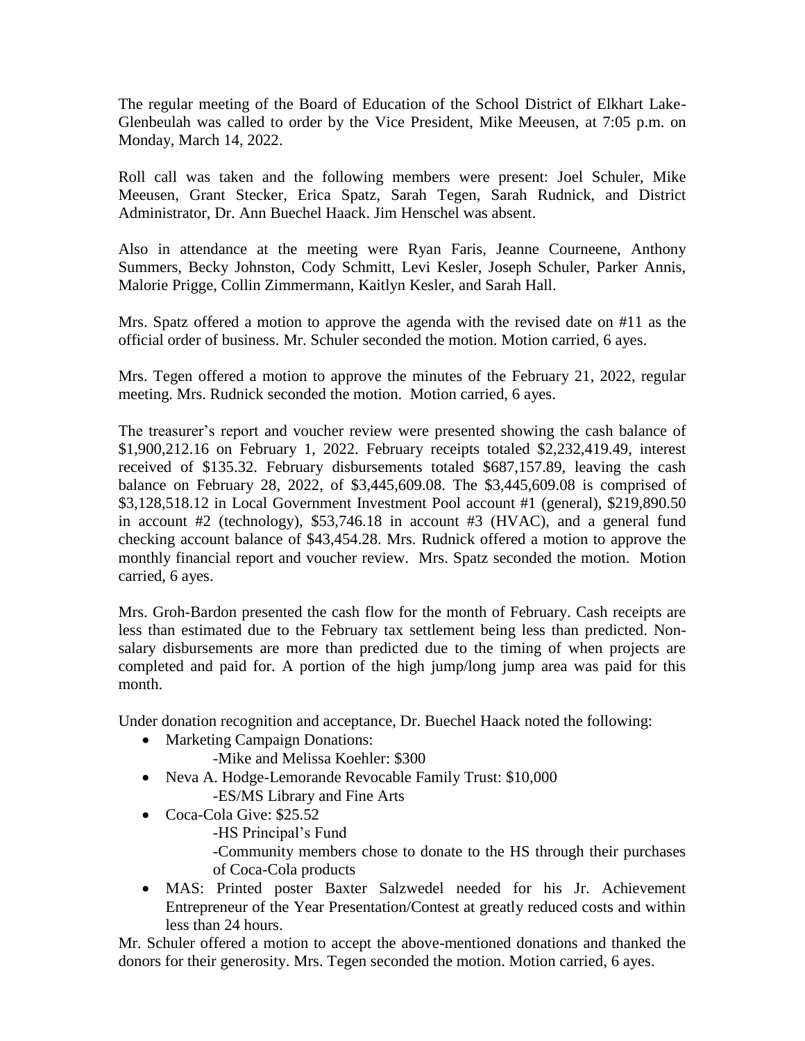The regular meeting of the Board of Education of the School District of Elkhart Lake-Glenbeulah was called to order by the Vice President, Mike Meeusen, at 7:05 p.m. on Monday, March 14, 2022.

Roll call was taken and the following members were present: Joel Schuler, Mike Meeusen, Grant Stecker, Erica Spatz, Sarah Tegen, Sarah Rudnick, and District Administrator, Dr. Ann Buechel Haack. Jim Henschel was absent.

Also in attendance at the meeting were Ryan Faris, Jeanne Courneene, Anthony Summers, Becky Johnston, Cody Schmitt, Levi Kesler, Joseph Schuler, Parker Annis, Malorie Prigge, Collin Zimmermann, Kaitlyn Kesler, and Sarah Hall.

Mrs. Spatz offered a motion to approve the agenda with the revised date on #11 as the official order of business. Mr. Schuler seconded the motion. Motion carried, 6 ayes.

Mrs. Tegen offered a motion to approve the minutes of the February 21, 2022, regular meeting. Mrs. Rudnick seconded the motion. Motion carried, 6 ayes.

The treasurer's report and voucher review were presented showing the cash balance of $1,900,212.16 on February 1, 2022. February receipts totaled $2,232,419.49, interest received of $135.32. February disbursements totaled $687,157.89, leaving the cash balance on February 28, 2022, of $3,445,609.08. The $3,445,609.08 is comprised of $3,128,518.12 in Local Government Investment Pool account #1 (general), $219,890.50 in account #2 (technology), $53,746.18 in account #3 (HVAC), and a general fund checking account balance of $43,454.28. Mrs. Rudnick offered a motion to approve the monthly financial report and voucher review. Mrs. Spatz seconded the motion. Motion carried, 6 ayes.

Mrs. Groh-Bardon presented the cash flow for the month of February. Cash receipts are less than estimated due to the February tax settlement being less than predicted. Non-salary disbursements are more than predicted due to the timing of when projects are completed and paid for. A portion of the high jump/long jump area was paid for this month.

Under donation recognition and acceptance, Dr. Buechel Haack noted the following:

- Marketing Campaign Donations:
  - -Mike and Melissa Koehler: $300
- Neva A. Hodge-Lemorande Revocable Family Trust: $10,000
  - -ES/MS Library and Fine Arts
- Coca-Cola Give: $25.52
  - -HS Principal's Fund
  - -Community members chose to donate to the HS through their purchases of Coca-Cola products
- MAS: Printed poster Baxter Salzwedel needed for his Jr. Achievement Entrepreneur of the Year Presentation/Contest at greatly reduced costs and within less than 24 hours.

Mr. Schuler offered a motion to accept the above-mentioned donations and thanked the donors for their generosity. Mrs. Tegen seconded the motion. Motion carried, 6 ayes.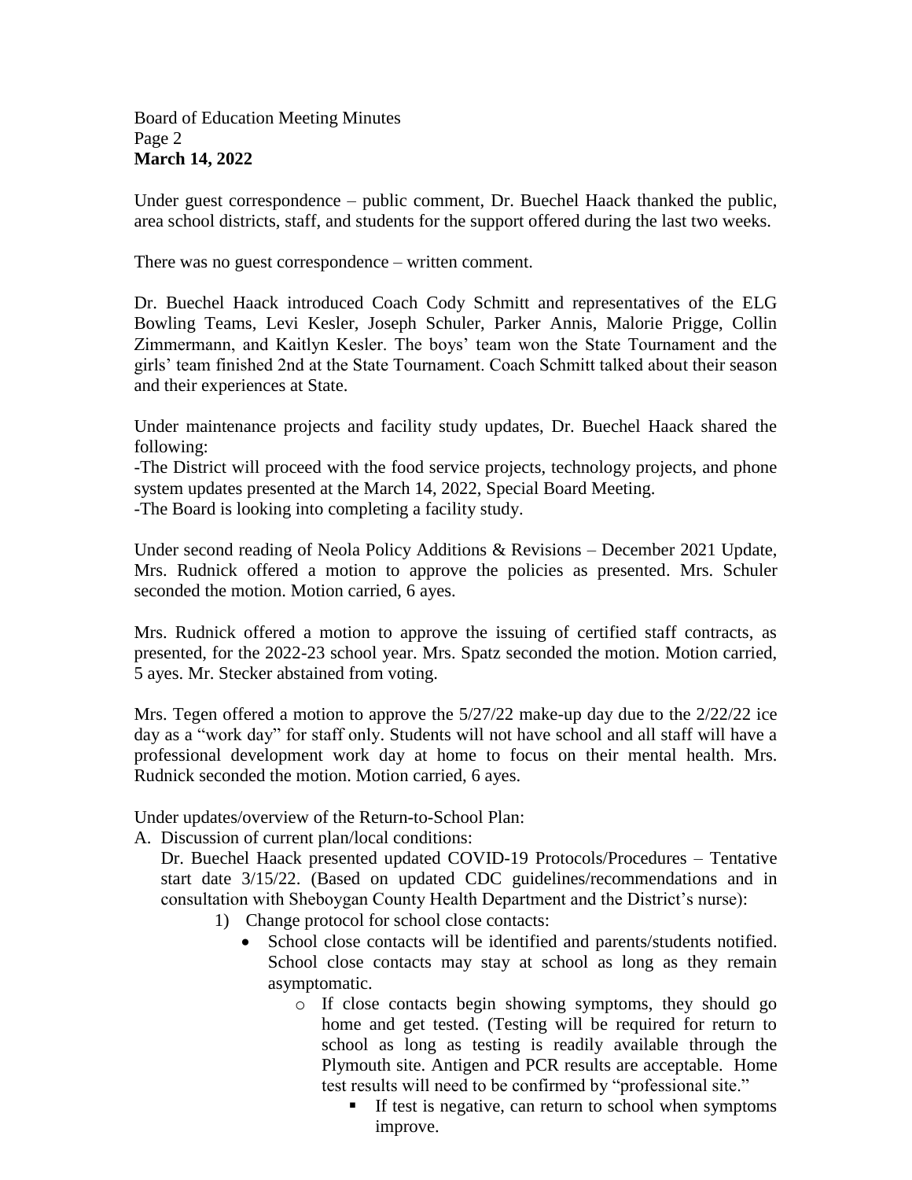Under guest correspondence – public comment, Dr. Buechel Haack thanked the public, area school districts, staff, and students for the support offered during the last two weeks.

There was no guest correspondence – written comment.

Dr. Buechel Haack introduced Coach Cody Schmitt and representatives of the ELG Bowling Teams, Levi Kesler, Joseph Schuler, Parker Annis, Malorie Prigge, Collin Zimmermann, and Kaitlyn Kesler. The boys' team won the State Tournament and the girls' team finished 2nd at the State Tournament. Coach Schmitt talked about their season and their experiences at State.

Under maintenance projects and facility study updates, Dr. Buechel Haack shared the following:
-The District will proceed with the food service projects, technology projects, and phone system updates presented at the March 14, 2022, Special Board Meeting.
-The Board is looking into completing a facility study.

Under second reading of Neola Policy Additions & Revisions – December 2021 Update, Mrs. Rudnick offered a motion to approve the policies as presented. Mrs. Schuler seconded the motion. Motion carried, 6 ayes.

Mrs. Rudnick offered a motion to approve the issuing of certified staff contracts, as presented, for the 2022-23 school year. Mrs. Spatz seconded the motion. Motion carried, 5 ayes. Mr. Stecker abstained from voting.

Mrs. Tegen offered a motion to approve the 5/27/22 make-up day due to the 2/22/22 ice day as a "work day" for staff only. Students will not have school and all staff will have a professional development work day at home to focus on their mental health. Mrs. Rudnick seconded the motion. Motion carried, 6 ayes.

Under updates/overview of the Return-to-School Plan:

A. Discussion of current plan/local conditions:
   Dr. Buechel Haack presented updated COVID-19 Protocols/Procedures – Tentative start date 3/15/22. (Based on updated CDC guidelines/recommendations and in consultation with Sheboygan County Health Department and the District's nurse):
   1) Change protocol for school close contacts:
      - School close contacts will be identified and parents/students notified. School close contacts may stay at school as long as they remain asymptomatic.
         - If close contacts begin showing symptoms, they should go home and get tested. (Testing will be required for return to school as long as testing is readily available through the Plymouth site. Antigen and PCR results are acceptable. Home test results will need to be confirmed by "professional site."
            - If test is negative, can return to school when symptoms improve.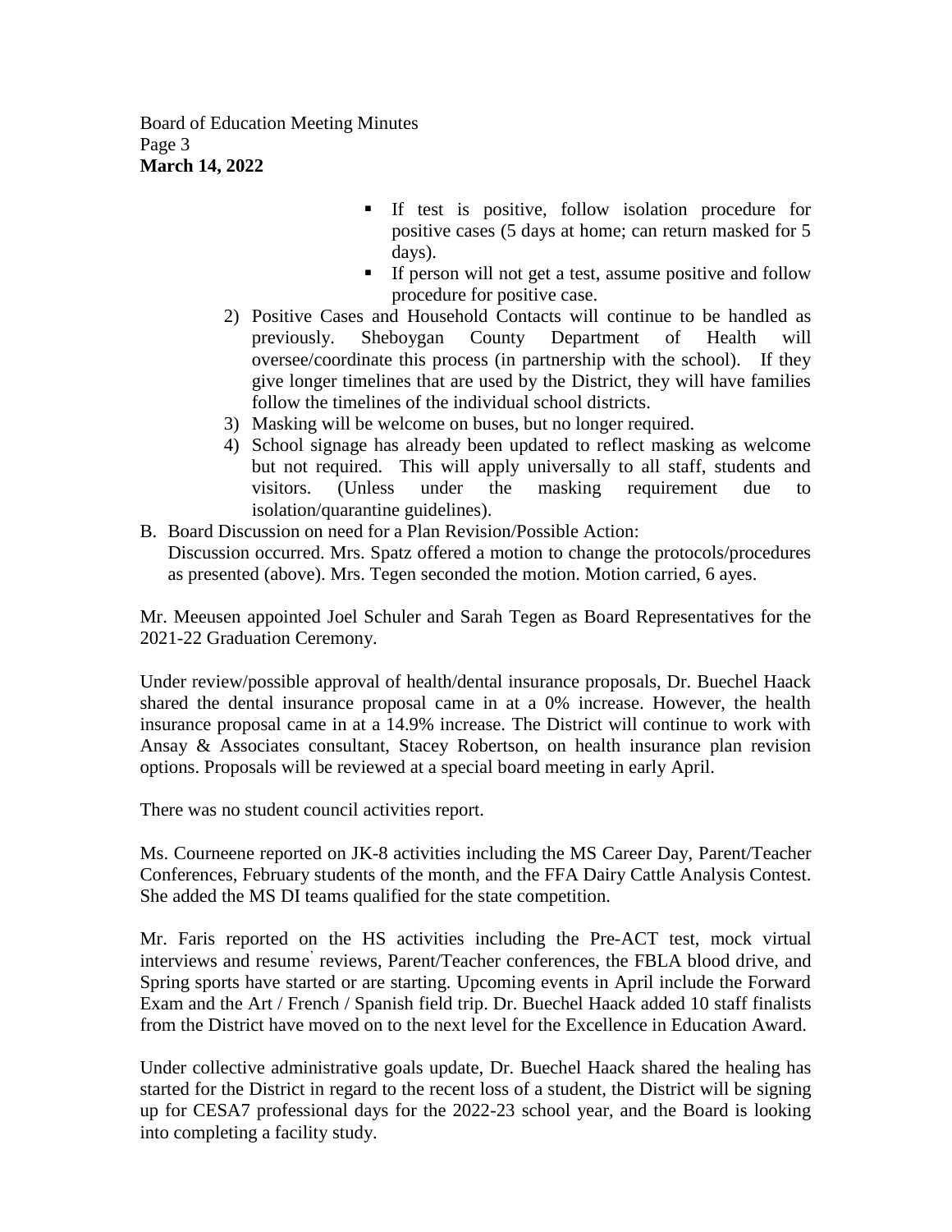- If test is positive, follow isolation procedure for positive cases (5 days at home; can return masked for 5 days).
- If person will not get a test, assume positive and follow procedure for positive case.

2) Positive Cases and Household Contacts will continue to be handled as previously. Sheboygan County Department of Health will oversee/coordinate this process (in partnership with the school). If they give longer timelines that are used by the District, they will have families follow the timelines of the individual school districts.
3) Masking will be welcome on buses, but no longer required.
4) School signage has already been updated to reflect masking as welcome but not required. This will apply universally to all staff, students and visitors. (Unless under the masking requirement due to isolation/quarantine guidelines).

B. Board Discussion on need for a Plan Revision/Possible Action:
Discussion occurred. Mrs. Spatz offered a motion to change the protocols/procedures as presented (above). Mrs. Tegen seconded the motion. Motion carried, 6 ayes.

Mr. Meeusen appointed Joel Schuler and Sarah Tegen as Board Representatives for the 2021-22 Graduation Ceremony.

Under review/possible approval of health/dental insurance proposals, Dr. Buechel Haack shared the dental insurance proposal came in at a 0% increase. However, the health insurance proposal came in at a 14.9% increase. The District will continue to work with Ansay & Associates consultant, Stacey Robertson, on health insurance plan revision options. Proposals will be reviewed at a special board meeting in early April.

There was no student council activities report.

Ms. Courneene reported on JK-8 activities including the MS Career Day, Parent/Teacher Conferences, February students of the month, and the FFA Dairy Cattle Analysis Contest. She added the MS DI teams qualified for the state competition.

Mr. Faris reported on the HS activities including the Pre-ACT test, mock virtual interviews and resume reviews, Parent/Teacher conferences, the FBLA blood drive, and Spring sports have started or are starting. Upcoming events in April include the Forward Exam and the Art / French / Spanish field trip. Dr. Buechel Haack added 10 staff finalists from the District have moved on to the next level for the Excellence in Education Award.

Under collective administrative goals update, Dr. Buechel Haack shared the healing has started for the District in regard to the recent loss of a student, the District will be signing up for CESA7 professional days for the 2022-23 school year, and the Board is looking into completing a facility study.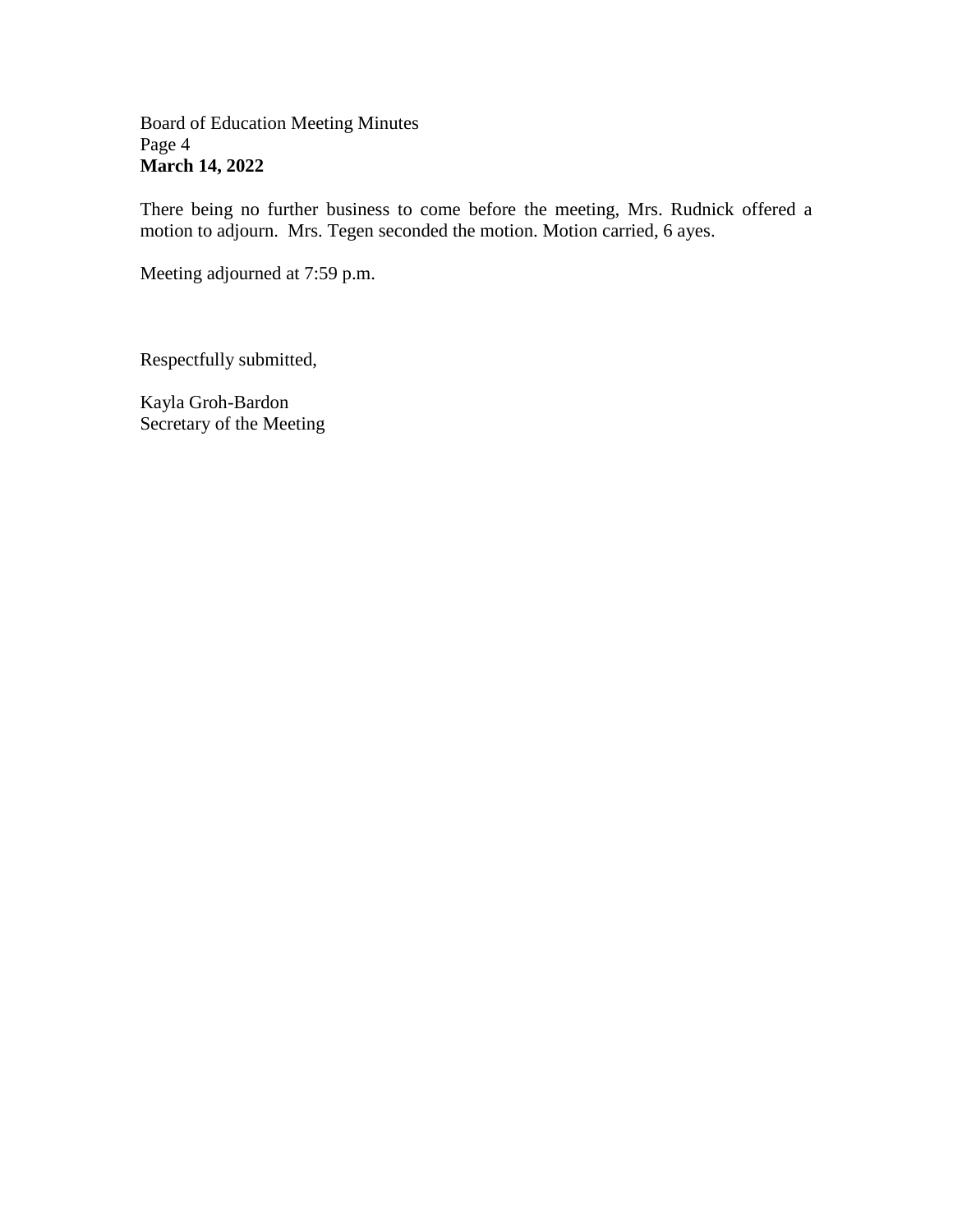There being no further business to come before the meeting, Mrs. Rudnick offered a motion to adjourn. Mrs. Tegen seconded the motion. Motion carried, 6 ayes.

Meeting adjourned at 7:59 p.m.

Respectfully submitted,

Kayla Groh-Bardon
Secretary of the Meeting